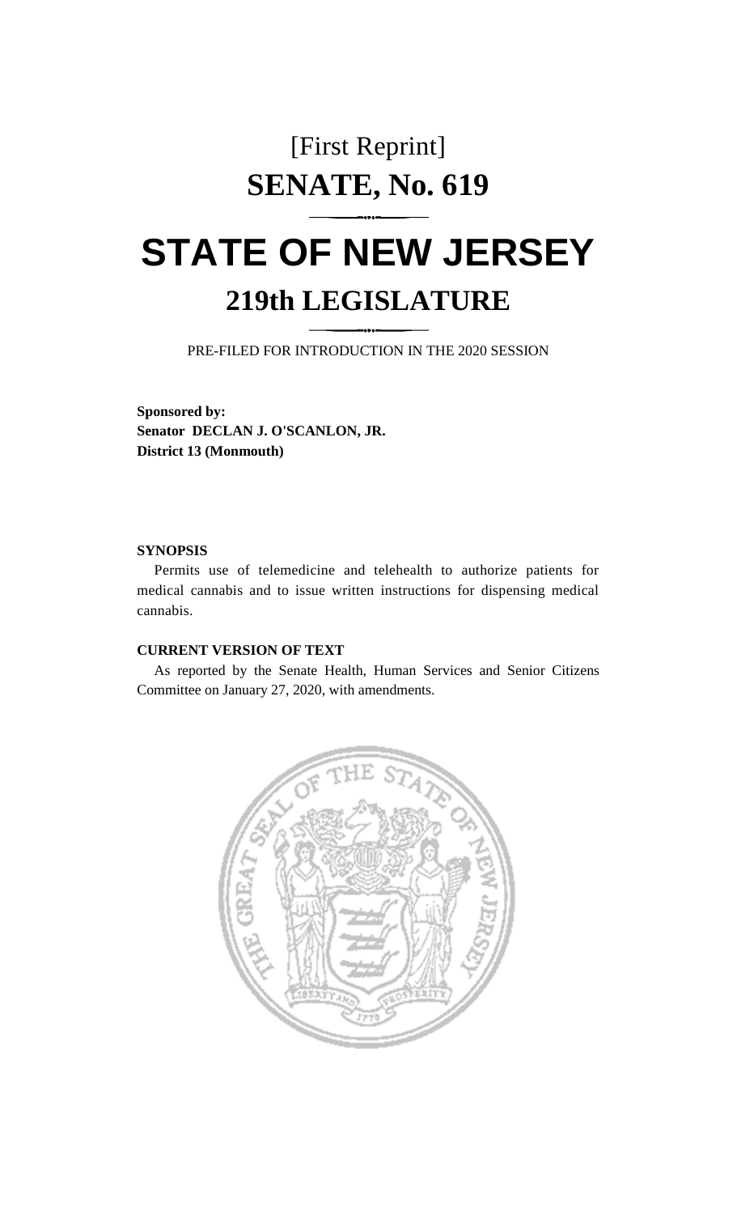[First Reprint]

# SENATE, No. 619

# STATE OF NEW JERSEY

## 219th LEGISLATURE

PRE-FILED FOR INTRODUCTION IN THE 2020 SESSION

**Sponsored by:**
**Senator DECLAN J. O'SCANLON, JR.**
**District 13 (Monmouth)**

**SYNOPSIS**

Permits use of telemedicine and telehealth to authorize patients for medical cannabis and to issue written instructions for dispensing medical cannabis.

**CURRENT VERSION OF TEXT**

As reported by the Senate Health, Human Services and Senior Citizens Committee on January 27, 2020, with amendments.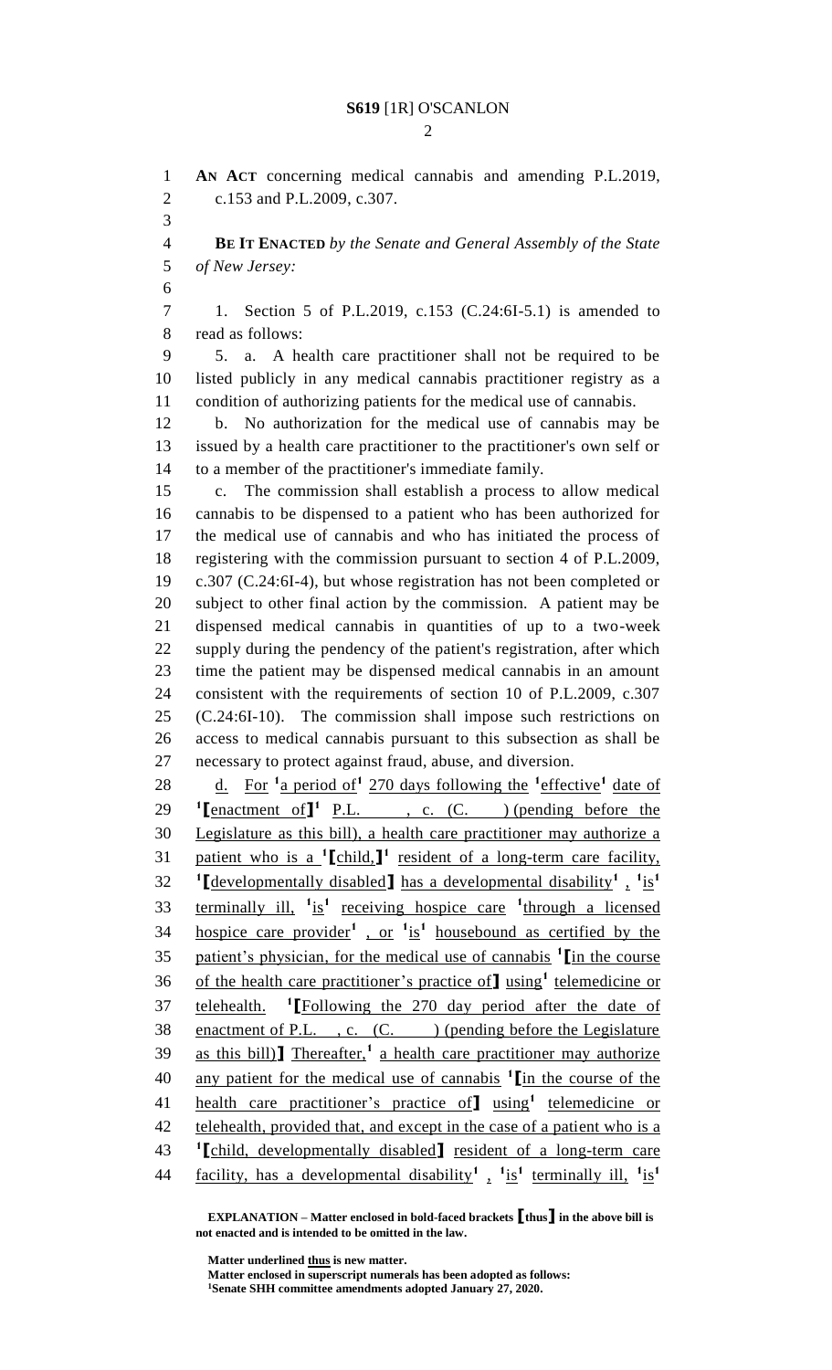**AN ACT** concerning medical cannabis and amending P.L.2019, c.153 and P.L.2009, c.307.

**BE IT ENACTED** *by the Senate and General Assembly of the State of New Jersey:*

1. Section 5 of P.L.2019, c.153 (C.24:6I-5.1) is amended to read as follows:

5. a. A health care practitioner shall not be required to be listed publicly in any medical cannabis practitioner registry as a condition of authorizing patients for the medical use of cannabis.

b. No authorization for the medical use of cannabis may be issued by a health care practitioner to the practitioner's own self or to a member of the practitioner's immediate family.

c. The commission shall establish a process to allow medical cannabis to be dispensed to a patient who has been authorized for the medical use of cannabis and who has initiated the process of registering with the commission pursuant to section 4 of P.L.2009, c.307 (C.24:6I-4), but whose registration has not been completed or subject to other final action by the commission. A patient may be dispensed medical cannabis in quantities of up to a two-week supply during the pendency of the patient's registration, after which time the patient may be dispensed medical cannabis in an amount consistent with the requirements of section 10 of P.L.2009, c.307 (C.24:6I-10). The commission shall impose such restrictions on access to medical cannabis pursuant to this subsection as shall be necessary to protect against fraud, abuse, and diversion.

<u>d. For [1]a period of[1] 270 days following the [1]effective[1] date of [1]**[**enactment of**]**[1] P.L. , c. (C. ) (pending before the Legislature as this bill), a health care practitioner may authorize a patient who is a [1]**[**child,**]**[1] resident of a long-term care facility, [1]**[**developmentally disabled**]** has a developmental disability[1] , [1]is[1] terminally ill, [1]is[1] receiving hospice care [1]through a licensed hospice care provider[1] , or [1]is[1] housebound as certified by the patient's physician, for the medical use of cannabis [1]**[**in the course of the health care practitioner's practice of**]** using[1] telemedicine or telehealth. [1]**[**Following the 270 day period after the date of enactment of P.L. , c. (C. ) (pending before the Legislature as this bill)**]** Thereafter,[1] a health care practitioner may authorize any patient for the medical use of cannabis [1]**[**in the course of the health care practitioner's practice of**]** using[1] telemedicine or telehealth, provided that, and except in the case of a patient who is a [1]**[**child, developmentally disabled**]** resident of a long-term care facility, has a developmental disability[1] , [1]is[1] terminally ill, [1]is[1]</u>

**EXPLANATION – Matter enclosed in bold-faced brackets [thus] in the above bill is not enacted and is intended to be omitted in the law.**

**Matter underlined <u>thus</u> is new matter.**
**Matter enclosed in superscript numerals has been adopted as follows:**
**[1]Senate SHH committee amendments adopted January 27, 2020.**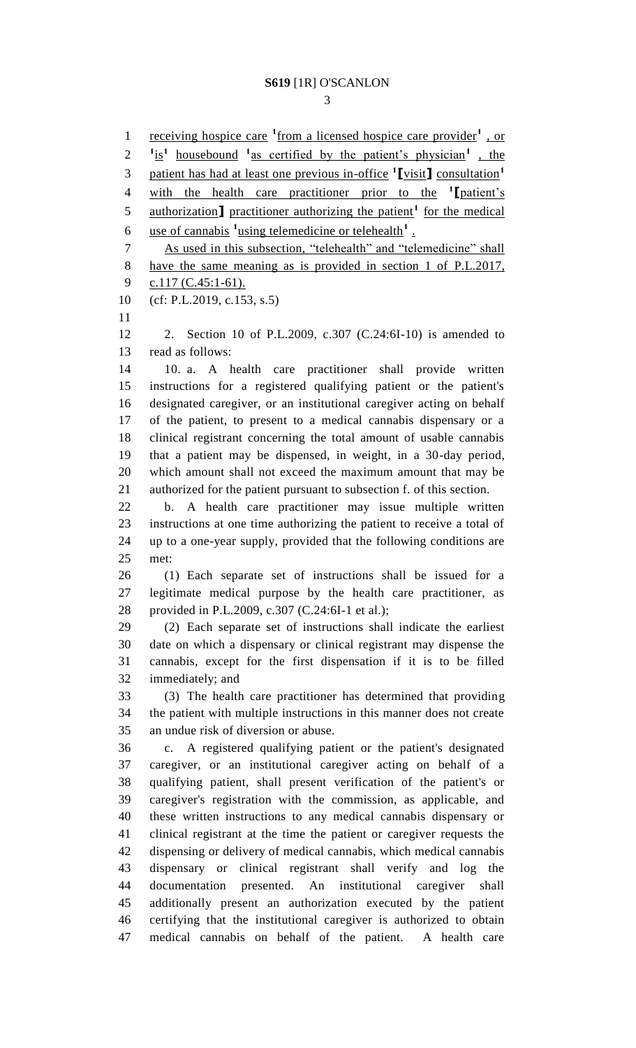receiving hospice care [1]from a licensed hospice care provider[1] , or [1]is[1] housebound [1]as certified by the patient's physician[1] , the patient has had at least one previous in-office [1][visit] consultation[1] with the health care practitioner prior to the [1][patient's authorization] practitioner authorizing the patient[1] for the medical use of cannabis [1]using telemedicine or telehealth[1] .

As used in this subsection, "telehealth" and "telemedicine" shall have the same meaning as is provided in section 1 of P.L.2017, c.117 (C.45:1-61).

(cf: P.L.2019, c.153, s.5)

2. Section 10 of P.L.2009, c.307 (C.24:6I-10) is amended to read as follows:

10. a. A health care practitioner shall provide written instructions for a registered qualifying patient or the patient's designated caregiver, or an institutional caregiver acting on behalf of the patient, to present to a medical cannabis dispensary or a clinical registrant concerning the total amount of usable cannabis that a patient may be dispensed, in weight, in a 30-day period, which amount shall not exceed the maximum amount that may be authorized for the patient pursuant to subsection f. of this section.

b. A health care practitioner may issue multiple written instructions at one time authorizing the patient to receive a total of up to a one-year supply, provided that the following conditions are met:

(1) Each separate set of instructions shall be issued for a legitimate medical purpose by the health care practitioner, as provided in P.L.2009, c.307 (C.24:6I-1 et al.);

(2) Each separate set of instructions shall indicate the earliest date on which a dispensary or clinical registrant may dispense the cannabis, except for the first dispensation if it is to be filled immediately; and

(3) The health care practitioner has determined that providing the patient with multiple instructions in this manner does not create an undue risk of diversion or abuse.

c. A registered qualifying patient or the patient's designated caregiver, or an institutional caregiver acting on behalf of a qualifying patient, shall present verification of the patient's or caregiver's registration with the commission, as applicable, and these written instructions to any medical cannabis dispensary or clinical registrant at the time the patient or caregiver requests the dispensing or delivery of medical cannabis, which medical cannabis dispensary or clinical registrant shall verify and log the documentation presented. An institutional caregiver shall additionally present an authorization executed by the patient certifying that the institutional caregiver is authorized to obtain medical cannabis on behalf of the patient. A health care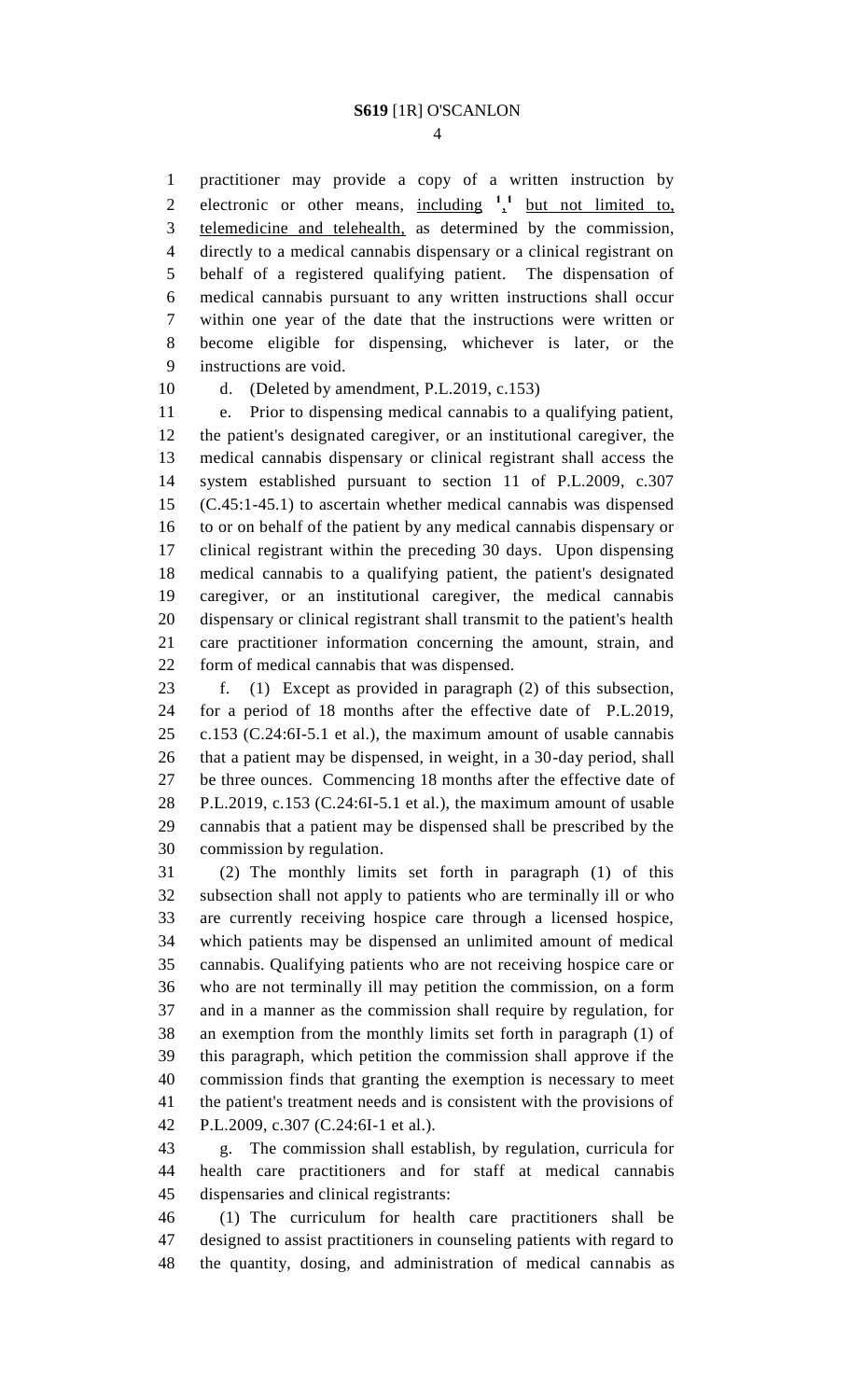practitioner may provide a copy of a written instruction by electronic or other means, including [1],[1] but not limited to, telemedicine and telehealth, as determined by the commission, directly to a medical cannabis dispensary or a clinical registrant on behalf of a registered qualifying patient. The dispensation of medical cannabis pursuant to any written instructions shall occur within one year of the date that the instructions were written or become eligible for dispensing, whichever is later, or the instructions are void.

d. (Deleted by amendment, P.L.2019, c.153)

e. Prior to dispensing medical cannabis to a qualifying patient, the patient's designated caregiver, or an institutional caregiver, the medical cannabis dispensary or clinical registrant shall access the system established pursuant to section 11 of P.L.2009, c.307 (C.45:1-45.1) to ascertain whether medical cannabis was dispensed to or on behalf of the patient by any medical cannabis dispensary or clinical registrant within the preceding 30 days. Upon dispensing medical cannabis to a qualifying patient, the patient's designated caregiver, or an institutional caregiver, the medical cannabis dispensary or clinical registrant shall transmit to the patient's health care practitioner information concerning the amount, strain, and form of medical cannabis that was dispensed.

f. (1) Except as provided in paragraph (2) of this subsection, for a period of 18 months after the effective date of P.L.2019, c.153 (C.24:6I-5.1 et al.), the maximum amount of usable cannabis that a patient may be dispensed, in weight, in a 30-day period, shall be three ounces. Commencing 18 months after the effective date of P.L.2019, c.153 (C.24:6I-5.1 et al.), the maximum amount of usable cannabis that a patient may be dispensed shall be prescribed by the commission by regulation.

(2) The monthly limits set forth in paragraph (1) of this subsection shall not apply to patients who are terminally ill or who are currently receiving hospice care through a licensed hospice, which patients may be dispensed an unlimited amount of medical cannabis. Qualifying patients who are not receiving hospice care or who are not terminally ill may petition the commission, on a form and in a manner as the commission shall require by regulation, for an exemption from the monthly limits set forth in paragraph (1) of this paragraph, which petition the commission shall approve if the commission finds that granting the exemption is necessary to meet the patient's treatment needs and is consistent with the provisions of P.L.2009, c.307 (C.24:6I-1 et al.).

g. The commission shall establish, by regulation, curricula for health care practitioners and for staff at medical cannabis dispensaries and clinical registrants:

(1) The curriculum for health care practitioners shall be designed to assist practitioners in counseling patients with regard to the quantity, dosing, and administration of medical cannabis as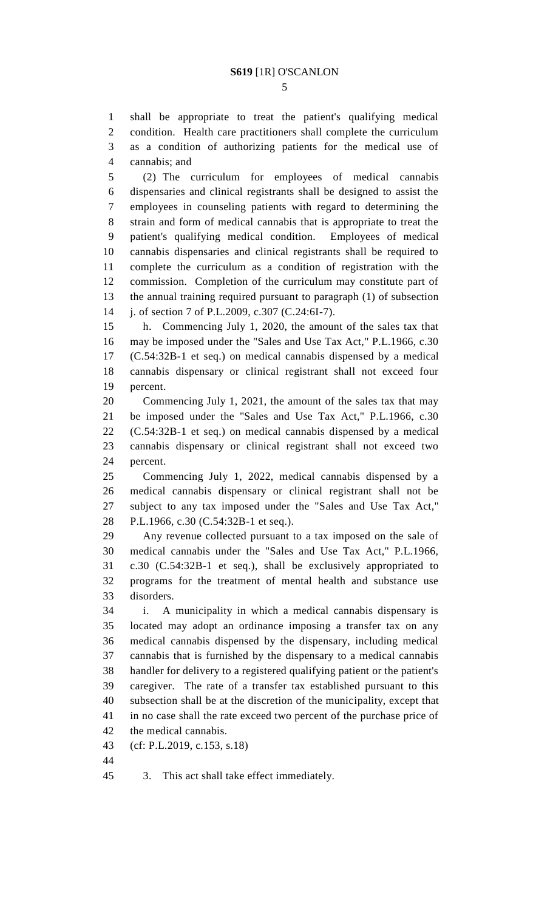shall be appropriate to treat the patient's qualifying medical condition. Health care practitioners shall complete the curriculum as a condition of authorizing patients for the medical use of cannabis; and

(2) The curriculum for employees of medical cannabis dispensaries and clinical registrants shall be designed to assist the employees in counseling patients with regard to determining the strain and form of medical cannabis that is appropriate to treat the patient's qualifying medical condition. Employees of medical cannabis dispensaries and clinical registrants shall be required to complete the curriculum as a condition of registration with the commission. Completion of the curriculum may constitute part of the annual training required pursuant to paragraph (1) of subsection j. of section 7 of P.L.2009, c.307 (C.24:6I-7).

h. Commencing July 1, 2020, the amount of the sales tax that may be imposed under the "Sales and Use Tax Act," P.L.1966, c.30 (C.54:32B-1 et seq.) on medical cannabis dispensed by a medical cannabis dispensary or clinical registrant shall not exceed four percent.

Commencing July 1, 2021, the amount of the sales tax that may be imposed under the "Sales and Use Tax Act," P.L.1966, c.30 (C.54:32B-1 et seq.) on medical cannabis dispensed by a medical cannabis dispensary or clinical registrant shall not exceed two percent.

Commencing July 1, 2022, medical cannabis dispensed by a medical cannabis dispensary or clinical registrant shall not be subject to any tax imposed under the "Sales and Use Tax Act," P.L.1966, c.30 (C.54:32B-1 et seq.).

Any revenue collected pursuant to a tax imposed on the sale of medical cannabis under the "Sales and Use Tax Act," P.L.1966, c.30 (C.54:32B-1 et seq.), shall be exclusively appropriated to programs for the treatment of mental health and substance use disorders.

i. A municipality in which a medical cannabis dispensary is located may adopt an ordinance imposing a transfer tax on any medical cannabis dispensed by the dispensary, including medical cannabis that is furnished by the dispensary to a medical cannabis handler for delivery to a registered qualifying patient or the patient's caregiver. The rate of a transfer tax established pursuant to this subsection shall be at the discretion of the municipality, except that in no case shall the rate exceed two percent of the purchase price of the medical cannabis.

(cf: P.L.2019, c.153, s.18)

3. This act shall take effect immediately.